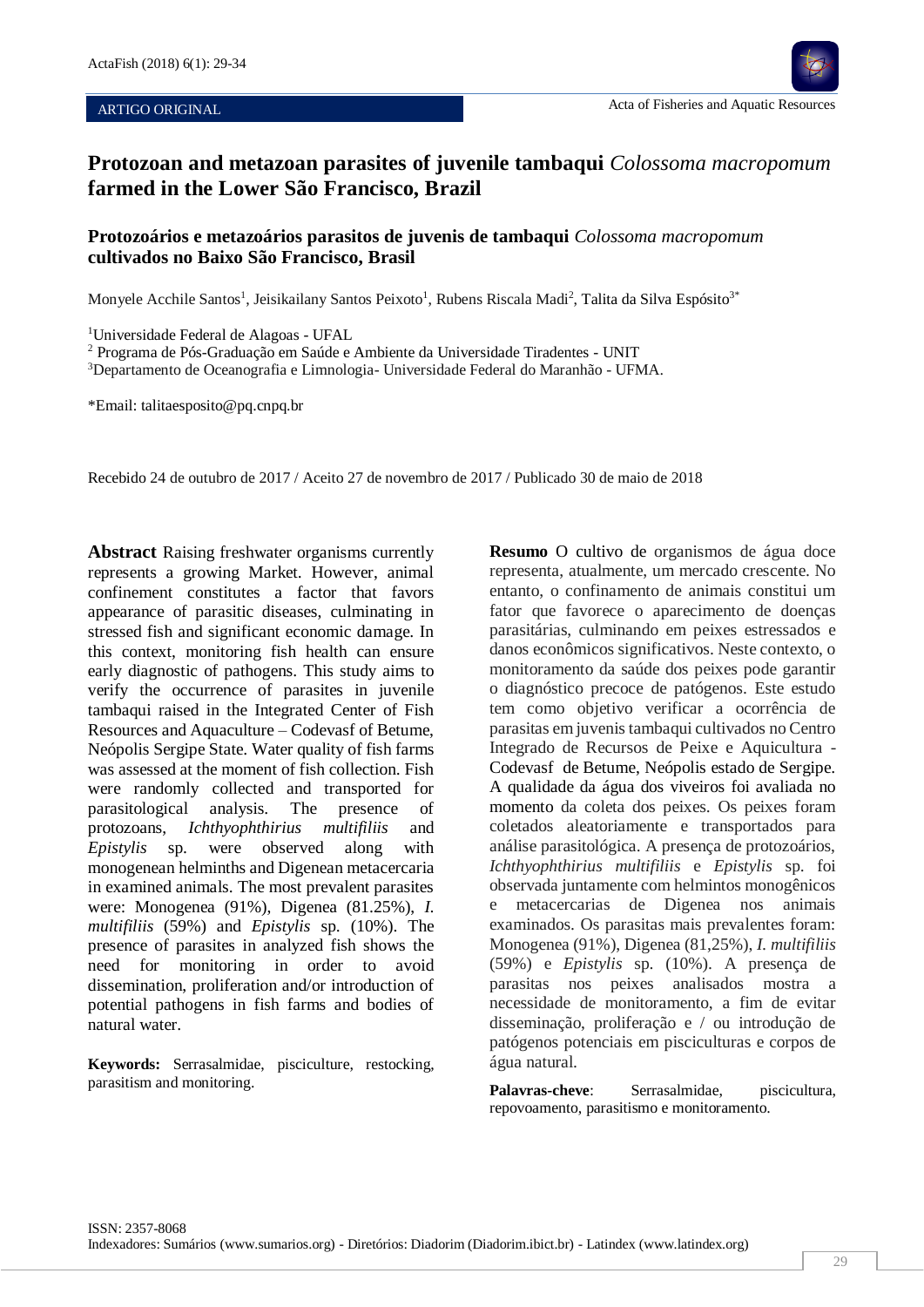ARTIGO ORIGINAL

Acta of Fisheries and Aquatic Resources

# Protozoan and metazoan parasites of juvenile tambaqui *Colossoma macropomum* farmed in the Lower São Francisco, Brazil

## Protozoários e metazoários parasitos de juvenis de tambaqui *Colossoma macropomum* cultivados no Baixo São Francisco, Brasil

Monyele Acchile Santos[1], Jeisikailany Santos Peixoto[1], Rubens Riscala Madi[2], Talita da Silva Espósito[3*]

[1]Universidade Federal de Alagoas - UFAL
[2] Programa de Pós-Graduação em Saúde e Ambiente da Universidade Tiradentes - UNIT
[3]Departamento de Oceanografia e Limnologia- Universidade Federal do Maranhão - UFMA.

*Email: talitaesposito@pq.cnpq.br

Recebido 24 de outubro de 2017 / Aceito 27 de novembro de 2017 / Publicado 30 de maio de 2018

**Abstract** Raising freshwater organisms currently represents a growing Market. However, animal confinement constitutes a factor that favors appearance of parasitic diseases, culminating in stressed fish and significant economic damage. In this context, monitoring fish health can ensure early diagnostic of pathogens. This study aims to verify the occurrence of parasites in juvenile tambaqui raised in the Integrated Center of Fish Resources and Aquaculture – Codevasf of Betume, Neópolis Sergipe State. Water quality of fish farms was assessed at the moment of fish collection. Fish were randomly collected and transported for parasitological analysis. The presence of protozoans, *Ichthyophthirius multifiliis* and *Epistylis* sp. were observed along with monogenean helminths and Digenean metacercaria in examined animals. The most prevalent parasites were: Monogenea (91%), Digenea (81.25%), *I. multifiliis* (59%) and *Epistylis* sp. (10%). The presence of parasites in analyzed fish shows the need for monitoring in order to avoid dissemination, proliferation and/or introduction of potential pathogens in fish farms and bodies of natural water.

**Keywords:** Serrasalmidae, pisciculture, restocking, parasitism and monitoring.

**Resumo** O cultivo de organismos de água doce representa, atualmente, um mercado crescente. No entanto, o confinamento de animais constitui um fator que favorece o aparecimento de doenças parasitárias, culminando em peixes estressados e danos econômicos significativos. Neste contexto, o monitoramento da saúde dos peixes pode garantir o diagnóstico precoce de patógenos. Este estudo tem como objetivo verificar a ocorrência de parasitas em juvenis tambaqui cultivados no Centro Integrado de Recursos de Peixe e Aquicultura - Codevasf de Betume, Neópolis estado de Sergipe. A qualidade da água dos viveiros foi avaliada no momento da coleta dos peixes. Os peixes foram coletados aleatoriamente e transportados para análise parasitológica. A presença de protozoários, *Ichthyophthirius multifiliis* e *Epistylis* sp. foi observada juntamente com helmintos monogênicos e metacercarias de Digenea nos animais examinados. Os parasitas mais prevalentes foram: Monogenea (91%), Digenea (81,25%), *I. multifiliis* (59%) e *Epistylis* sp. (10%). A presença de parasitas nos peixes analisados mostra a necessidade de monitoramento, a fim de evitar disseminação, proliferação e / ou introdução de patógenos potenciais em pisciculturas e corpos de água natural.

**Palavras-cheve**: Serrasalmidae, piscicultura, repovoamento, parasitismo e monitoramento.

ISSN: 2357-8068
Indexadores: Sumários (www.sumarios.org) - Diretórios: Diadorim (Diadorim.ibict.br) - Latindex (www.latindex.org)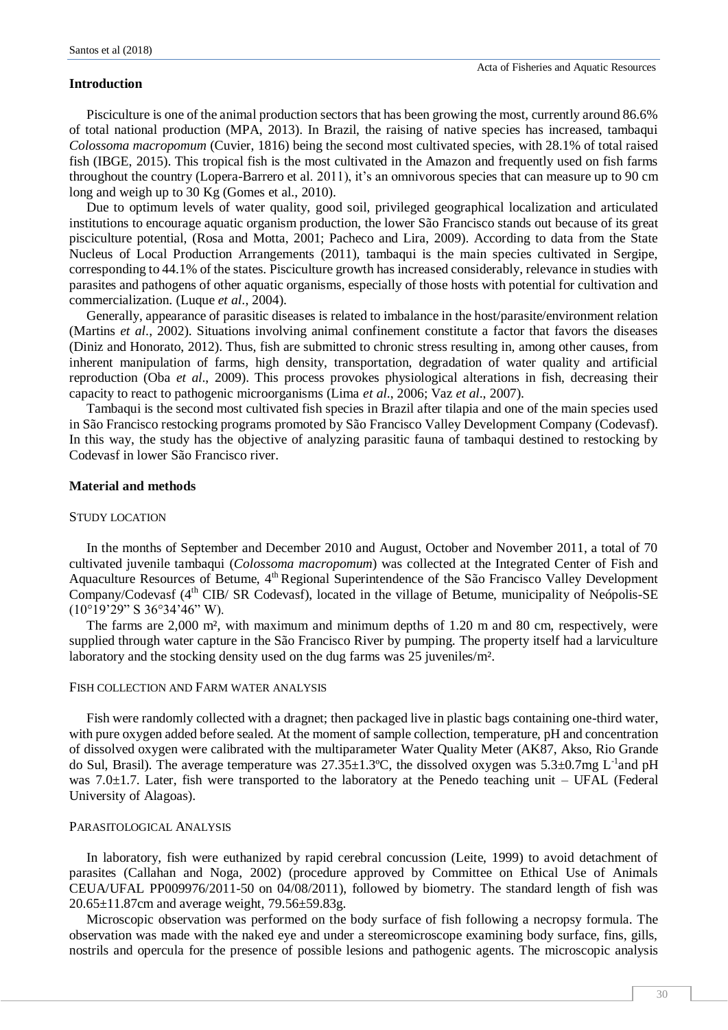## Introduction

Pisciculture is one of the animal production sectors that has been growing the most, currently around 86.6% of total national production (MPA, 2013). In Brazil, the raising of native species has increased, tambaqui *Colossoma macropomum* (Cuvier, 1816) being the second most cultivated species, with 28.1% of total raised fish (IBGE, 2015). This tropical fish is the most cultivated in the Amazon and frequently used on fish farms throughout the country (Lopera-Barrero et al. 2011), it's an omnivorous species that can measure up to 90 cm long and weigh up to 30 Kg (Gomes et al., 2010).

Due to optimum levels of water quality, good soil, privileged geographical localization and articulated institutions to encourage aquatic organism production, the lower São Francisco stands out because of its great pisciculture potential, (Rosa and Motta, 2001; Pacheco and Lira, 2009). According to data from the State Nucleus of Local Production Arrangements (2011), tambaqui is the main species cultivated in Sergipe, corresponding to 44.1% of the states. Pisciculture growth has increased considerably, relevance in studies with parasites and pathogens of other aquatic organisms, especially of those hosts with potential for cultivation and commercialization. (Luque *et al*., 2004).

Generally, appearance of parasitic diseases is related to imbalance in the host/parasite/environment relation (Martins *et al*., 2002). Situations involving animal confinement constitute a factor that favors the diseases (Diniz and Honorato, 2012). Thus, fish are submitted to chronic stress resulting in, among other causes, from inherent manipulation of farms, high density, transportation, degradation of water quality and artificial reproduction (Oba *et al*., 2009). This process provokes physiological alterations in fish, decreasing their capacity to react to pathogenic microorganisms (Lima *et al*., 2006; Vaz *et al*., 2007).

Tambaqui is the second most cultivated fish species in Brazil after tilapia and one of the main species used in São Francisco restocking programs promoted by São Francisco Valley Development Company (Codevasf). In this way, the study has the objective of analyzing parasitic fauna of tambaqui destined to restocking by Codevasf in lower São Francisco river.

## Material and methods

### Study location

In the months of September and December 2010 and August, October and November 2011, a total of 70 cultivated juvenile tambaqui (*Colossoma macropomum*) was collected at the Integrated Center of Fish and Aquaculture Resources of Betume, 4th Regional Superintendence of the São Francisco Valley Development Company/Codevasf (4th CIB/ SR Codevasf), located in the village of Betume, municipality of Neópolis-SE (10°19'29" S 36°34'46" W).

The farms are 2,000 m², with maximum and minimum depths of 1.20 m and 80 cm, respectively, were supplied through water capture in the São Francisco River by pumping. The property itself had a larviculture laboratory and the stocking density used on the dug farms was 25 juveniles/m².

### Fish collection and Farm water analysis

Fish were randomly collected with a dragnet; then packaged live in plastic bags containing one-third water, with pure oxygen added before sealed. At the moment of sample collection, temperature, pH and concentration of dissolved oxygen were calibrated with the multiparameter Water Quality Meter (AK87, Akso, Rio Grande do Sul, Brasil). The average temperature was 27.35±1.3ºC, the dissolved oxygen was 5.3±0.7mg $L^{-1}$and pH was 7.0±1.7. Later, fish were transported to the laboratory at the Penedo teaching unit – UFAL (Federal University of Alagoas).

### Parasitological Analysis

In laboratory, fish were euthanized by rapid cerebral concussion (Leite, 1999) to avoid detachment of parasites (Callahan and Noga, 2002) (procedure approved by Committee on Ethical Use of Animals CEUA/UFAL PP009976/2011-50 on 04/08/2011), followed by biometry. The standard length of fish was 20.65±11.87cm and average weight, 79.56±59.83g.

Microscopic observation was performed on the body surface of fish following a necropsy formula. The observation was made with the naked eye and under a stereomicroscope examining body surface, fins, gills, nostrils and opercula for the presence of possible lesions and pathogenic agents. The microscopic analysis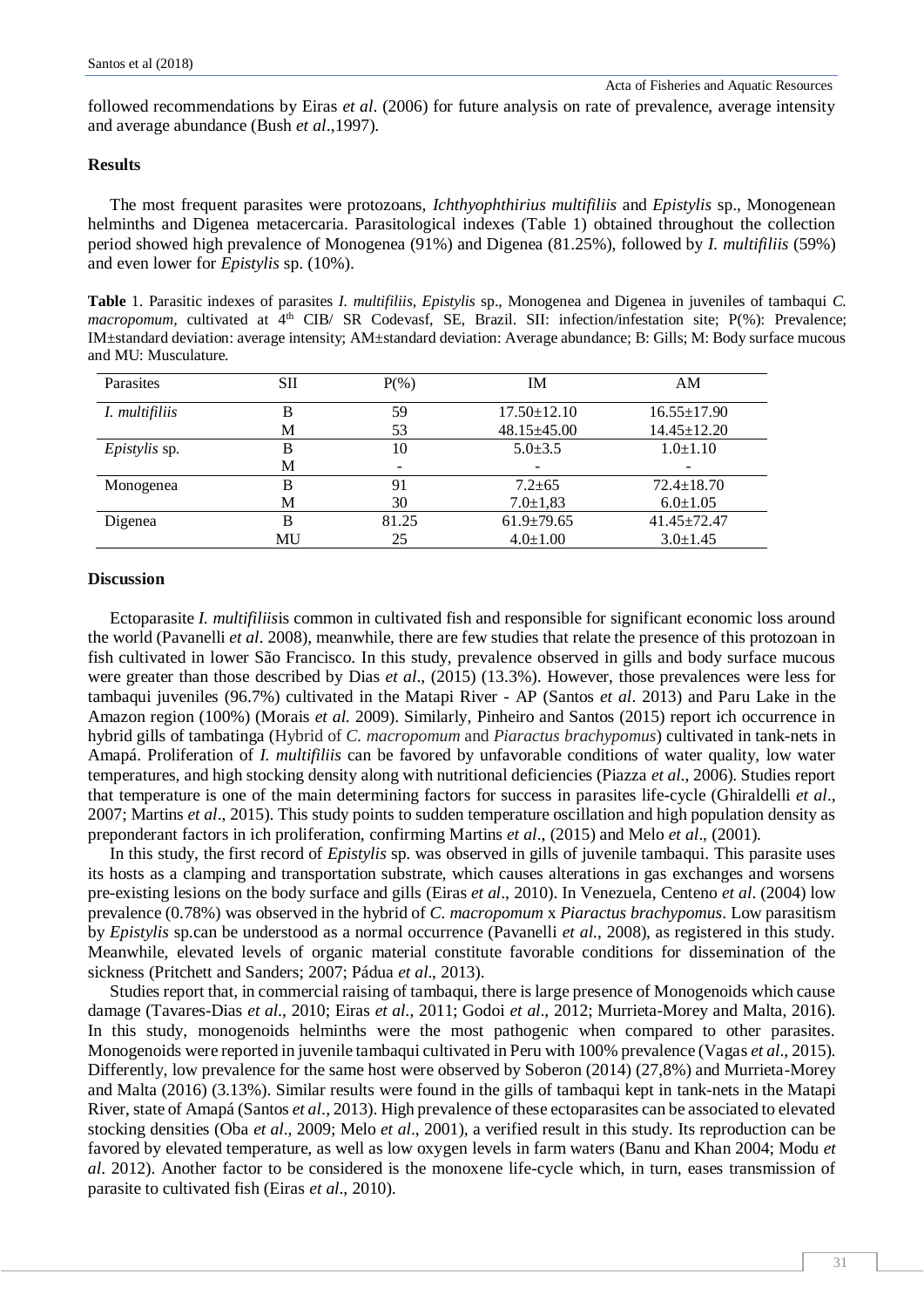followed recommendations by Eiras *et al*. (2006) for future analysis on rate of prevalence, average intensity and average abundance (Bush *et al*.,1997).

## Results

The most frequent parasites were protozoans, *Ichthyophthirius multifiliis* and *Epistylis* sp., Monogenean helminths and Digenea metacercaria. Parasitological indexes (Table 1) obtained throughout the collection period showed high prevalence of Monogenea (91%) and Digenea (81.25%), followed by *I. multifiliis* (59%) and even lower for *Epistylis* sp. (10%).

**Table** 1. Parasitic indexes of parasites *I. multifiliis*, *Epistylis* sp., Monogenea and Digenea in juveniles of tambaqui *C. macropomum*, cultivated at 4th CIB/ SR Codevasf, SE, Brazil. SII: infection/infestation site; P(%): Prevalence; IM±standard deviation: average intensity; AM±standard deviation: Average abundance; B: Gills; M: Body surface mucous and MU: Musculature.

| Parasites | SII | P(%) | IM | AM |
|---|---|---|---|---|
| *I. multifiliis* | B | 59 | 17.50±12.10 | 16.55±17.90 |
| | M | 53 | 48.15±45.00 | 14.45±12.20 |
| *Epistylis* sp. | B | 10 | 5.0±3.5 | 1.0±1.10 |
| | M | - | - | - |
| Monogenea | B | 91 | 7.2±65 | 72.4±18.70 |
| | M | 30 | 7.0±1,83 | 6.0±1.05 |
| Digenea | B | 81.25 | 61.9±79.65 | 41.45±72.47 |
| | MU | 25 | 4.0±1.00 | 3.0±1.45 |

## Discussion

Ectoparasite *I. multifiliis*is common in cultivated fish and responsible for significant economic loss around the world (Pavanelli *et al*. 2008), meanwhile, there are few studies that relate the presence of this protozoan in fish cultivated in lower São Francisco. In this study, prevalence observed in gills and body surface mucous were greater than those described by Dias *et al*., (2015) (13.3%). However, those prevalences were less for tambaqui juveniles (96.7%) cultivated in the Matapi River - AP (Santos *et al*. 2013) and Paru Lake in the Amazon region (100%) (Morais *et al.* 2009). Similarly, Pinheiro and Santos (2015) report ich occurrence in hybrid gills of tambatinga (Hybrid of *C. macropomum* and *Piaractus brachypomus*) cultivated in tank-nets in Amapá. Proliferation of *I. multifiliis* can be favored by unfavorable conditions of water quality, low water temperatures, and high stocking density along with nutritional deficiencies (Piazza *et al*., 2006). Studies report that temperature is one of the main determining factors for success in parasites life-cycle (Ghiraldelli *et al*., 2007; Martins *et al*., 2015). This study points to sudden temperature oscillation and high population density as preponderant factors in ich proliferation, confirming Martins *et al*., (2015) and Melo *et al*., (2001).

In this study, the first record of *Epistylis* sp. was observed in gills of juvenile tambaqui. This parasite uses its hosts as a clamping and transportation substrate, which causes alterations in gas exchanges and worsens pre-existing lesions on the body surface and gills (Eiras *et al*., 2010). In Venezuela, Centeno *et al*. (2004) low prevalence (0.78%) was observed in the hybrid of *C. macropomum* x *Piaractus brachypomus*. Low parasitism by *Epistylis* sp.can be understood as a normal occurrence (Pavanelli *et al.*, 2008), as registered in this study. Meanwhile, elevated levels of organic material constitute favorable conditions for dissemination of the sickness (Pritchett and Sanders; 2007; Pádua *et al*., 2013).

Studies report that, in commercial raising of tambaqui, there is large presence of Monogenoids which cause damage (Tavares-Dias *et al*., 2010; Eiras *et al.*, 2011; Godoi *et al*., 2012; Murrieta-Morey and Malta, 2016). In this study, monogenoids helminths were the most pathogenic when compared to other parasites. Monogenoids were reported in juvenile tambaqui cultivated in Peru with 100% prevalence (Vagas *et al*., 2015). Differently, low prevalence for the same host were observed by Soberon (2014) (27,8%) and Murrieta-Morey and Malta (2016) (3.13%). Similar results were found in the gills of tambaqui kept in tank-nets in the Matapi River, state of Amapá (Santos *et al*., 2013). High prevalence of these ectoparasites can be associated to elevated stocking densities (Oba *et al*., 2009; Melo *et al*., 2001), a verified result in this study. Its reproduction can be favored by elevated temperature, as well as low oxygen levels in farm waters (Banu and Khan 2004; Modu *et al*. 2012). Another factor to be considered is the monoxene life-cycle which, in turn, eases transmission of parasite to cultivated fish (Eiras *et al*., 2010).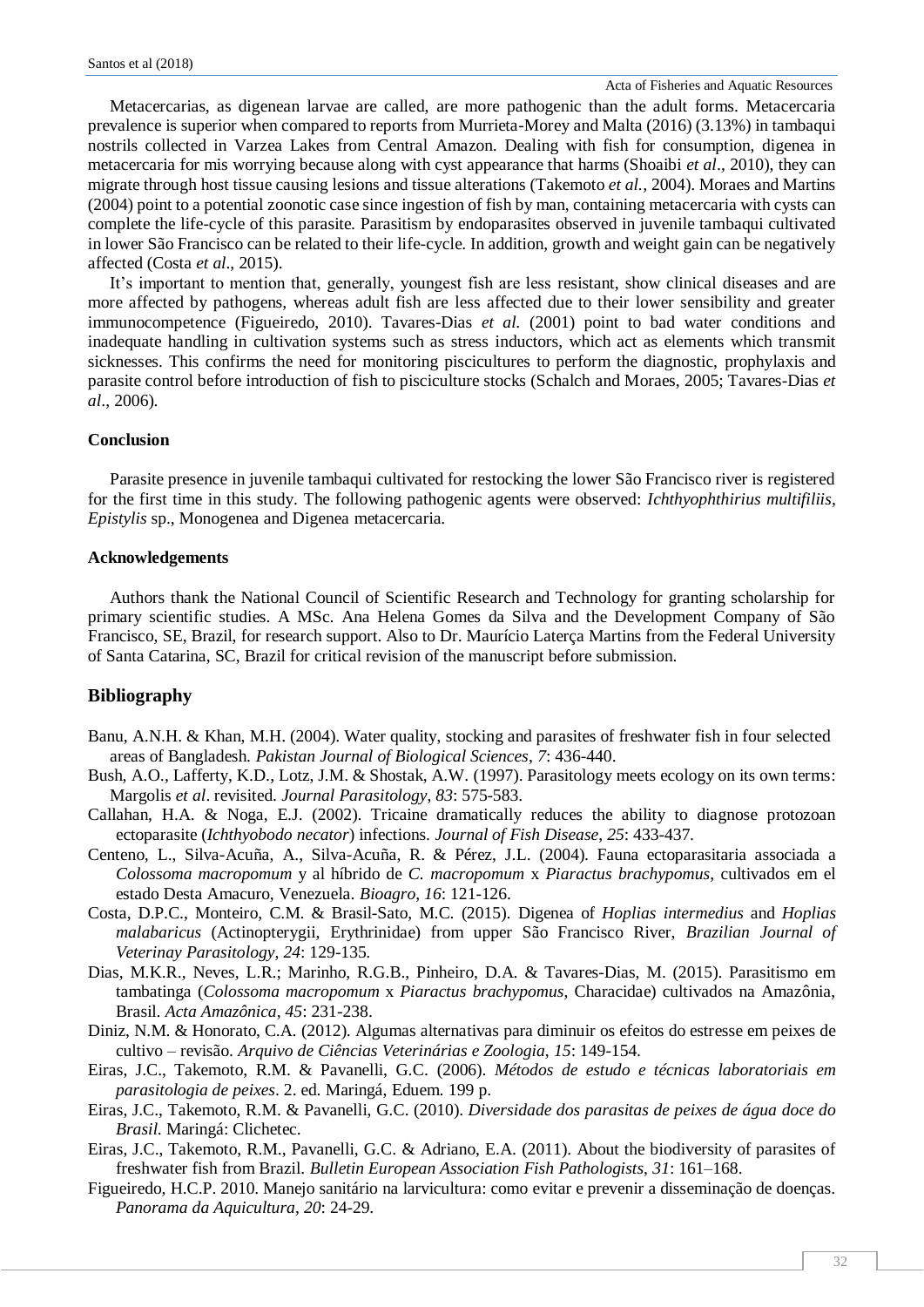Metacercarias, as digenean larvae are called, are more pathogenic than the adult forms. Metacercaria prevalence is superior when compared to reports from Murrieta-Morey and Malta (2016) (3.13%) in tambaqui nostrils collected in Varzea Lakes from Central Amazon. Dealing with fish for consumption, digenea in metacercaria for mis worrying because along with cyst appearance that harms (Shoaibi *et al*., 2010), they can migrate through host tissue causing lesions and tissue alterations (Takemoto *et al.*, 2004). Moraes and Martins (2004) point to a potential zoonotic case since ingestion of fish by man, containing metacercaria with cysts can complete the life-cycle of this parasite. Parasitism by endoparasites observed in juvenile tambaqui cultivated in lower São Francisco can be related to their life-cycle. In addition, growth and weight gain can be negatively affected (Costa *et al*., 2015).

It's important to mention that, generally, youngest fish are less resistant, show clinical diseases and are more affected by pathogens, whereas adult fish are less affected due to their lower sensibility and greater immunocompetence (Figueiredo, 2010). Tavares-Dias *et al.* (2001) point to bad water conditions and inadequate handling in cultivation systems such as stress inductors, which act as elements which transmit sicknesses. This confirms the need for monitoring piscicultures to perform the diagnostic, prophylaxis and parasite control before introduction of fish to pisciculture stocks (Schalch and Moraes, 2005; Tavares-Dias *et al*., 2006).

## Conclusion

Parasite presence in juvenile tambaqui cultivated for restocking the lower São Francisco river is registered for the first time in this study. The following pathogenic agents were observed: *Ichthyophthirius multifiliis*, *Epistylis* sp., Monogenea and Digenea metacercaria.

## Acknowledgements

Authors thank the National Council of Scientific Research and Technology for granting scholarship for primary scientific studies. A MSc. Ana Helena Gomes da Silva and the Development Company of São Francisco, SE, Brazil, for research support. Also to Dr. Maurício Laterça Martins from the Federal University of Santa Catarina, SC, Brazil for critical revision of the manuscript before submission.

## Bibliography

Banu, A.N.H. & Khan, M.H. (2004). Water quality, stocking and parasites of freshwater fish in four selected areas of Bangladesh. *Pakistan Journal of Biological Sciences*, *7*: 436-440.

Bush, A.O., Lafferty, K.D., Lotz, J.M. & Shostak, A.W. (1997). Parasitology meets ecology on its own terms: Margolis *et al*. revisited. *Journal Parasitology*, *83*: 575-583.

Callahan, H.A. & Noga, E.J. (2002). Tricaine dramatically reduces the ability to diagnose protozoan ectoparasite (*Ichthyobodo necator*) infections. *Journal of Fish Disease*, *25*: 433-437.

Centeno, L., Silva-Acuña, A., Silva-Acuña, R. & Pérez, J.L. (2004). Fauna ectoparasitaria associada a *Colossoma macropomum* y al híbrido de *C. macropomum* x *Piaractus brachypomus*, cultivados em el estado Desta Amacuro, Venezuela. *Bioagro*, *16*: 121-126.

Costa, D.P.C., Monteiro, C.M. & Brasil-Sato, M.C. (2015). Digenea of *Hoplias intermedius* and *Hoplias malabaricus* (Actinopterygii, Erythrinidae) from upper São Francisco River, *Brazilian Journal of Veterinay Parasitology*, *24*: 129-135.

Dias, M.K.R., Neves, L.R.; Marinho, R.G.B., Pinheiro, D.A. & Tavares-Dias, M. (2015). Parasitismo em tambatinga (*Colossoma macropomum* x *Piaractus brachypomus*, Characidae) cultivados na Amazônia, Brasil. *Acta Amazônica*, *45*: 231-238.

Diniz, N.M. & Honorato, C.A. (2012). Algumas alternativas para diminuir os efeitos do estresse em peixes de cultivo – revisão. *Arquivo de Ciências Veterinárias e Zoologia*, *15*: 149-154.

Eiras, J.C., Takemoto, R.M. & Pavanelli, G.C. (2006). *Métodos de estudo e técnicas laboratoriais em parasitologia de peixes*. 2. ed. Maringá, Eduem. 199 p.

Eiras, J.C., Takemoto, R.M. & Pavanelli, G.C. (2010). *Diversidade dos parasitas de peixes de água doce do Brasil.* Maringá: Clichetec.

Eiras, J.C., Takemoto, R.M., Pavanelli, G.C. & Adriano, E.A. (2011). About the biodiversity of parasites of freshwater fish from Brazil. *Bulletin European Association Fish Pathologists*, *31*: 161–168.

Figueiredo, H.C.P. 2010. Manejo sanitário na larvicultura: como evitar e prevenir a disseminação de doenças. *Panorama da Aquicultura*, *20*: 24-29.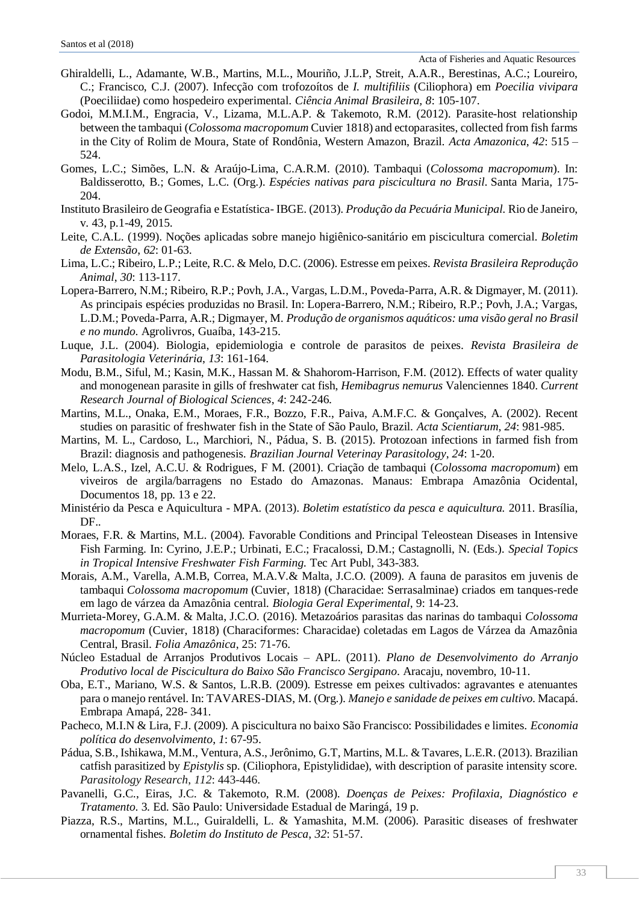Ghiraldelli, L., Adamante, W.B., Martins, M.L., Mouriño, J.L.P, Streit, A.A.R., Berestinas, A.C.; Loureiro, C.; Francisco, C.J. (2007). Infecção com trofozoítos de *I. multifiliis* (Ciliophora) em *Poecilia vivipara* (Poeciliidae) como hospedeiro experimental. *Ciência Animal Brasileira, 8*: 105-107.

Godoi, M.M.I.M., Engracia, V., Lizama, M.L.A.P. & Takemoto, R.M. (2012). Parasite-host relationship between the tambaqui (*Colossoma macropomum* Cuvier 1818) and ectoparasites, collected from fish farms in the City of Rolim de Moura, State of Rondônia, Western Amazon, Brazil. *Acta Amazonica*, *42*: 515 – 524.

Gomes, L.C.; Simões, L.N. & Araújo-Lima, C.A.R.M. (2010). Tambaqui (*Colossoma macropomum*). In: Baldisserotto, B.; Gomes, L.C. (Org.). *Espécies nativas para piscicultura no Brasil*. Santa Maria, 175-204.

Instituto Brasileiro de Geografia e Estatística- IBGE. (2013). *Produção da Pecuária Municipal.* Rio de Janeiro, v. 43, p.1-49, 2015.

Leite, C.A.L. (1999). Noções aplicadas sobre manejo higiênico-sanitário em piscicultura comercial. *Boletim de Extensão*, *62*: 01-63.

Lima, L.C.; Ribeiro, L.P.; Leite, R.C. & Melo, D.C. (2006). Estresse em peixes. *Revista Brasileira Reprodução Animal*, *30*: 113-117.

Lopera-Barrero, N.M.; Ribeiro, R.P.; Povh, J.A., Vargas, L.D.M., Poveda-Parra, A.R. & Digmayer, M. (2011). As principais espécies produzidas no Brasil. In: Lopera-Barrero, N.M.; Ribeiro, R.P.; Povh, J.A.; Vargas, L.D.M.; Poveda-Parra, A.R.; Digmayer, M. *Produção de organismos aquáticos: uma visão geral no Brasil e no mundo.* Agrolivros, Guaíba, 143-215.

Luque, J.L. (2004). Biologia, epidemiologia e controle de parasitos de peixes. *Revista Brasileira de Parasitologia Veterinária*, *13*: 161-164.

Modu, B.M., Siful, M.; Kasin, M.K., Hassan M. & Shahorom-Harrison, F.M. (2012). Effects of water quality and monogenean parasite in gills of freshwater cat fish, *Hemibagrus nemurus* Valenciennes 1840. *Current Research Journal of Biological Sciences*, *4*: 242-246.

Martins, M.L., Onaka, E.M., Moraes, F.R., Bozzo, F.R., Paiva, A.M.F.C. & Gonçalves, A. (2002). Recent studies on parasitic of freshwater fish in the State of São Paulo, Brazil. *Acta Scientiarum*, *24*: 981-985.

Martins, M. L., Cardoso, L., Marchiori, N., Pádua, S. B. (2015). Protozoan infections in farmed fish from Brazil: diagnosis and pathogenesis. *Brazilian Journal Veterinay Parasitology*, *24*: 1-20.

Melo, L.A.S., Izel, A.C.U. & Rodrigues, F M. (2001). Criação de tambaqui (*Colossoma macropomum*) em viveiros de argila/barragens no Estado do Amazonas. Manaus: Embrapa Amazônia Ocidental, Documentos 18, pp. 13 e 22.

Ministério da Pesca e Aquicultura - MPA. (2013). *Boletim estatístico da pesca e aquicultura.* 2011. Brasília, DF..

Moraes, F.R. & Martins, M.L. (2004). Favorable Conditions and Principal Teleostean Diseases in Intensive Fish Farming. In: Cyrino, J.E.P.; Urbinati, E.C.; Fracalossi, D.M.; Castagnolli, N. (Eds.). *Special Topics in Tropical Intensive Freshwater Fish Farming.* Tec Art Publ, 343-383.

Morais, A.M., Varella, A.M.B, Correa, M.A.V.& Malta, J.C.O. (2009). A fauna de parasitos em juvens de tambaqui *Colossoma macropomum* (Cuvier, 1818) (Characidae: Serrasalminae) criados em tanques-rede em lago de várzea da Amazônia central. *Biologia Geral Experimental*, 9: 14-23.

Murrieta-Morey, G.A.M. & Malta, J.C.O. (2016). Metazoários parasitas das narinas do tambaqui *Colossoma macropomum* (Cuvier, 1818) (Characiformes: Characidae) coletadas em Lagos de Várzea da Amazônia Central, Brasil. *Folia Amazônica*, 25: 71-76.

Núcleo Estadual de Arranjos Produtivos Locais – APL. (2011). *Plano de Desenvolvimento do Arranjo Produtivo local de Piscicultura do Baixo São Francisco Sergipano*. Aracaju, novembro, 10-11.

Oba, E.T., Mariano, W.S. & Santos, L.R.B. (2009). Estresse em peixes cultivados: agravantes e atenuantes para o manejo rentável. In: TAVARES-DIAS, M. (Org.). *Manejo e sanidade de peixes em cultivo.* Macapá. Embrapa Amapá, 228- 341.

Pacheco, M.I.N & Lira, F.J. (2009). A piscicultura no baixo São Francisco: Possibilidades e limites. *Economia política do desenvolvimento*, *1*: 67-95.

Pádua, S.B., Ishikawa, M.M., Ventura, A.S., Jerônimo, G.T, Martins, M.L. & Tavares, L.E.R. (2013). Brazilian catfish parasitized by *Epistylis* sp. (Ciliophora, Epistylididae), with description of parasite intensity score. *Parasitology Research*, *112*: 443-446.

Pavanelli, G.C., Eiras, J.C. & Takemoto, R.M. (2008). *Doenças de Peixes: Profilaxia, Diagnóstico e Tratamento.* 3. Ed. São Paulo: Universidade Estadual de Maringá, 19 p.

Piazza, R.S., Martins, M.L., Guiraldelli, L. & Yamashita, M.M. (2006). Parasitic diseases of freshwater ornamental fishes. *Boletim do Instituto de Pesca*, *32*: 51-57.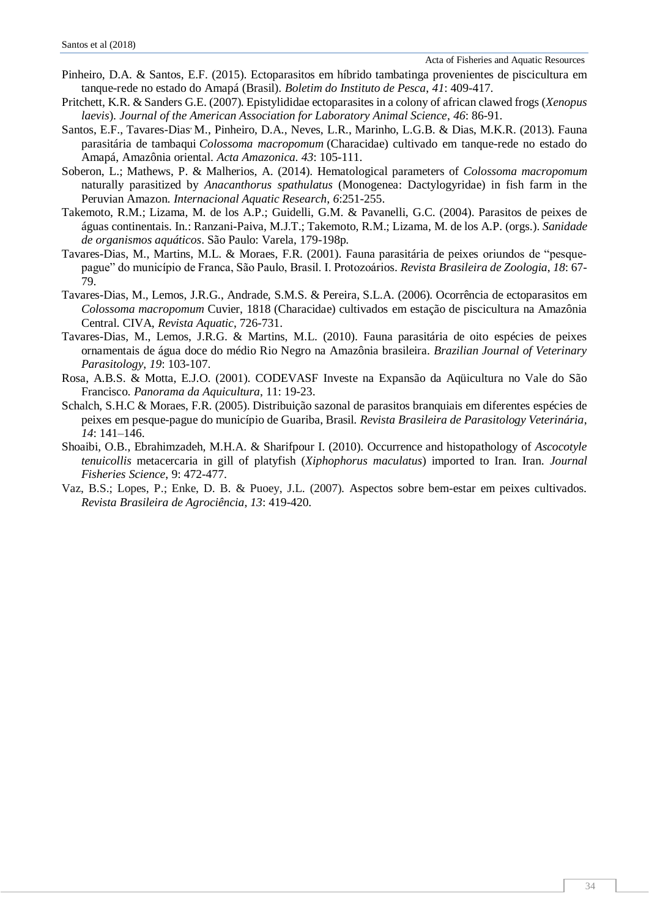Pinheiro, D.A. & Santos, E.F. (2015). Ectoparasitos em híbrido tambatinga provenientes de piscicultura em tanque-rede no estado do Amapá (Brasil). *Boletim do Instituto de Pesca*, *41*: 409-417.

Pritchett, K.R. & Sanders G.E. (2007). Epistylididae ectoparasites in a colony of african clawed frogs (*Xenopus laevis*). *Journal of the American Association for Laboratory Animal Science*, *46*: 86-91.

Santos, E.F., Tavares-Dias, M., Pinheiro, D.A., Neves, L.R., Marinho, L.G.B. & Dias, M.K.R. (2013). Fauna parasitária de tambaqui *Colossoma macropomum* (Characidae) cultivado em tanque-rede no estado do Amapá, Amazônia oriental. *Acta Amazonica*. *43*: 105-111.

Soberon, L.; Mathews, P. & Malherios, A. (2014). Hematological parameters of *Colossoma macropomum* naturally parasitized by *Anacanthorus spathulatus* (Monogenea: Dactylogyridae) in fish farm in the Peruvian Amazon. *Internacional Aquatic Research*, *6*:251-255.

Takemoto, R.M.; Lizama, M. de los A.P.; Guidelli, G.M. & Pavanelli, G.C. (2004). Parasitos de peixes de águas continentais. In.: Ranzani-Paiva, M.J.T.; Takemoto, R.M.; Lizama, M. de los A.P. (orgs.). *Sanidade de organismos aquáticos*. São Paulo: Varela, 179-198p.

Tavares-Dias, M., Martins, M.L. & Moraes, F.R. (2001). Fauna parasitária de peixes oriundos de "pesque-pague" do município de Franca, São Paulo, Brasil. I. Protozoários. *Revista Brasileira de Zoologia*, *18*: 67-79.

Tavares-Dias, M., Lemos, J.R.G., Andrade, S.M.S. & Pereira, S.L.A. (2006). Ocorrência de ectoparasitos em *Colossoma macropomum* Cuvier, 1818 (Characidae) cultivados em estação de piscicultura na Amazônia Central. CIVA, *Revista Aquatic*, 726-731.

Tavares-Dias, M., Lemos, J.R.G. & Martins, M.L. (2010). Fauna parasitária de oito espécies de peixes ornamentais de água doce do médio Rio Negro na Amazônia brasileira. *Brazilian Journal of Veterinary Parasitology*, *19*: 103-107.

Rosa, A.B.S. & Motta, E.J.O. (2001). CODEVASF Investe na Expansão da Aqüicultura no Vale do São Francisco. *Panorama da Aquicultura*, 11: 19-23.

Schalch, S.H.C & Moraes, F.R. (2005). Distribuição sazonal de parasitos branquiais em diferentes espécies de peixes em pesque-pague do município de Guariba, Brasil. *Revista Brasileira de Parasitology Veterinária*, *14*: 141–146.

Shoaibi, O.B., Ebrahimzadeh, M.H.A. & Sharifpour I. (2010). Occurrence and histopathology of *Ascocotyle tenuicollis* metacercaria in gill of platyfish (*Xiphophorus maculatus*) imported to Iran. Iran. *Journal Fisheries Science*, 9: 472-477.

Vaz, B.S.; Lopes, P.; Enke, D. B. & Puoey, J.L. (2007). Aspectos sobre bem-estar em peixes cultivados. *Revista Brasileira de Agrociência*, *13*: 419-420.